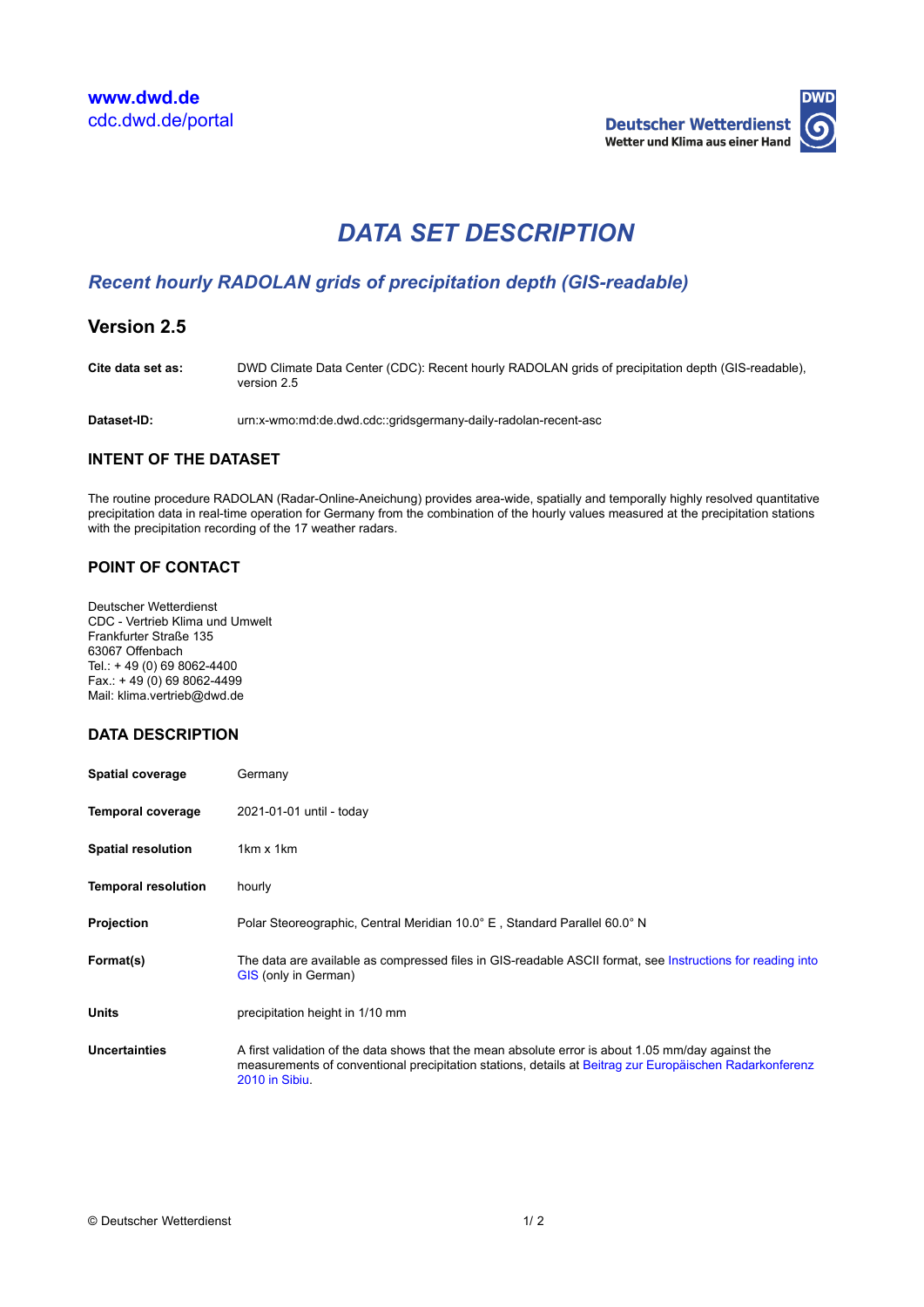www.dwd.de
cdc.dwd.de/portal

Deutscher Wetterdienst
Wetter und Klima aus einer Hand

# *DATA SET DESCRIPTION*

## *Recent hourly RADOLAN grids of precipitation depth (GIS-readable)*

## Version 2.5

| | |
|---|---|
| **Cite data set as:** | DWD Climate Data Center (CDC): Recent hourly RADOLAN grids of precipitation depth (GIS-readable), version 2.5 |
| **Dataset-ID:** | urn:x-wmo:md:de.dwd.cdc::gridsgermany-daily-radolan-recent-asc |

### INTENT OF THE DATASET

The routine procedure RADOLAN (Radar-Online-Aneichung) provides area-wide, spatially and temporally highly resolved quantitative precipitation data in real-time operation for Germany from the combination of the hourly values measured at the precipitation stations with the precipitation recording of the 17 weather radars.

### POINT OF CONTACT

Deutscher Wetterdienst
CDC - Vertrieb Klima und Umwelt
Frankfurter Straße 135
63067 Offenbach
Tel.: + 49 (0) 69 8062-4400
Fax.: + 49 (0) 69 8062-4499
Mail: klima.vertrieb@dwd.de

### DATA DESCRIPTION

| | |
|---|---|
| **Spatial coverage** | Germany |
| **Temporal coverage** | 2021-01-01 until - today |
| **Spatial resolution** | 1km x 1km |
| **Temporal resolution** | hourly |
| **Projection** | Polar Steoreographic, Central Meridian 10.0° E , Standard Parallel 60.0° N |
| **Format(s)** | The data are available as compressed files in GIS-readable ASCII format, see Instructions for reading into GIS (only in German) |
| **Units** | precipitation height in 1/10 mm |
| **Uncertainties** | A first validation of the data shows that the mean absolute error is about 1.05 mm/day against the measurements of conventional precipitation stations, details at Beitrag zur Europäischen Radarkonferenz 2010 in Sibiu. |

© Deutscher Wetterdienst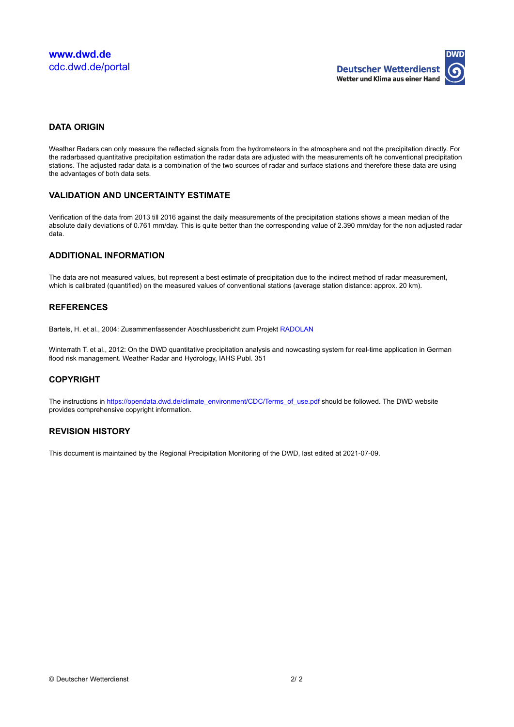## DATA ORIGIN

Weather Radars can only measure the reflected signals from the hydrometeors in the atmosphere and not the precipitation directly. For the radarbased quantitative precipitation estimation the radar data are adjusted with the measurements oft he conventional precipitation stations. The adjusted radar data is a combination of the two sources of radar and surface stations and therefore these data are using the advantages of both data sets.

## VALIDATION AND UNCERTAINTY ESTIMATE

Verification of the data from 2013 till 2016 against the daily measurements of the precipitation stations shows a mean median of the absolute daily deviations of 0.761 mm/day. This is quite better than the corresponding value of 2.390 mm/day for the non adjusted radar data.

## ADDITIONAL INFORMATION

The data are not measured values, but represent a best estimate of precipitation due to the indirect method of radar measurement, which is calibrated (quantified) on the measured values of conventional stations (average station distance: approx. 20 km).

## REFERENCES

Bartels, H. et al., 2004: Zusammenfassender Abschlussbericht zum Projekt RADOLAN

Winterrath T. et al., 2012: On the DWD quantitative precipitation analysis and nowcasting system for real-time application in German flood risk management. Weather Radar and Hydrology, IAHS Publ. 351

## COPYRIGHT

The instructions in https://opendata.dwd.de/climate_environment/CDC/Terms_of_use.pdf should be followed. The DWD website provides comprehensive copyright information.

## REVISION HISTORY

This document is maintained by the Regional Precipitation Monitoring of the DWD, last edited at 2021-07-09.